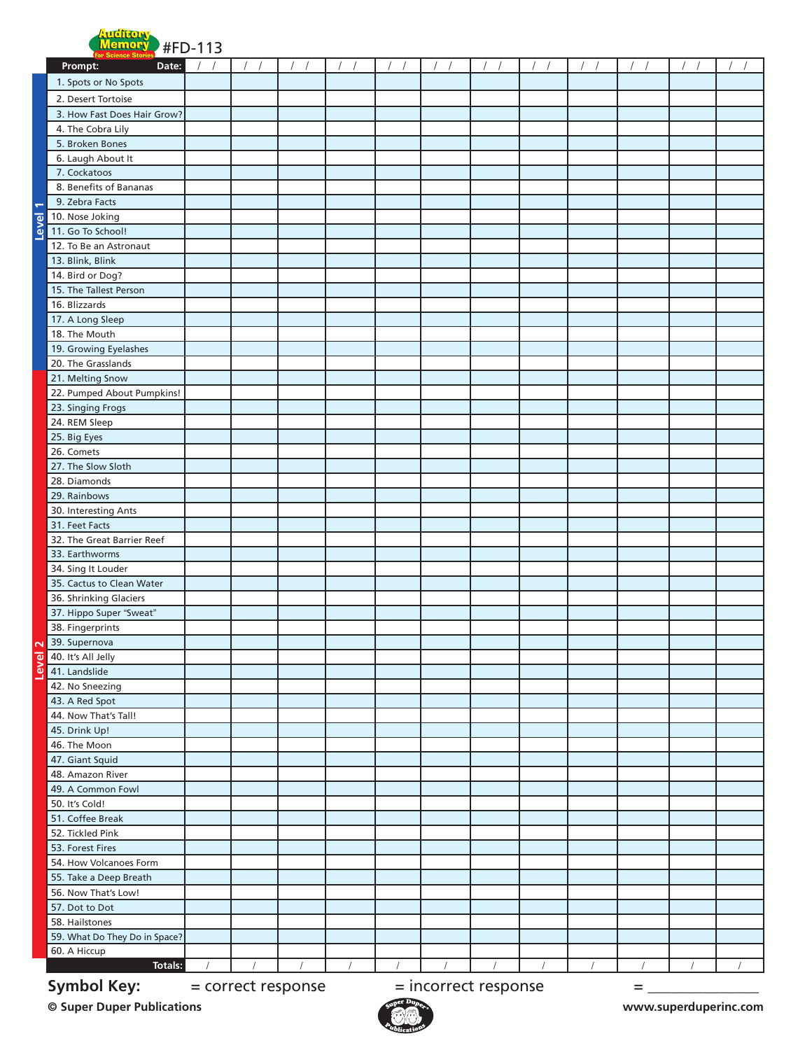# Auditory Memory for Science Stories #FD-113

| Level | Prompt: | Date: / / | / / | / / | / / | / / | / / | / / | / / | / / | / / | / / | / / |
|---|---|---|---|---|---|---|---|---|---|---|---|---|---|
| Level 1 | 1. Spots or No Spots | | | | | | | | | | | | |
| | 2. Desert Tortoise | | | | | | | | | | | | |
| | 3. How Fast Does Hair Grow? | | | | | | | | | | | | |
| | 4. The Cobra Lily | | | | | | | | | | | | |
| | 5. Broken Bones | | | | | | | | | | | | |
| | 6. Laugh About It | | | | | | | | | | | | |
| | 7. Cockatoos | | | | | | | | | | | | |
| | 8. Benefits of Bananas | | | | | | | | | | | | |
| | 9. Zebra Facts | | | | | | | | | | | | |
| | 10. Nose Joking | | | | | | | | | | | | |
| | 11. Go To School! | | | | | | | | | | | | |
| | 12. To Be an Astronaut | | | | | | | | | | | | |
| | 13. Blink, Blink | | | | | | | | | | | | |
| | 14. Bird or Dog? | | | | | | | | | | | | |
| | 15. The Tallest Person | | | | | | | | | | | | |
| | 16. Blizzards | | | | | | | | | | | | |
| | 17. A Long Sleep | | | | | | | | | | | | |
| | 18. The Mouth | | | | | | | | | | | | |
| | 19. Growing Eyelashes | | | | | | | | | | | | |
| | 20. The Grasslands | | | | | | | | | | | | |
| Level 2 | 21. Melting Snow | | | | | | | | | | | | |
| | 22. Pumped About Pumpkins! | | | | | | | | | | | | |
| | 23. Singing Frogs | | | | | | | | | | | | |
| | 24. REM Sleep | | | | | | | | | | | | |
| | 25. Big Eyes | | | | | | | | | | | | |
| | 26. Comets | | | | | | | | | | | | |
| | 27. The Slow Sloth | | | | | | | | | | | | |
| | 28. Diamonds | | | | | | | | | | | | |
| | 29. Rainbows | | | | | | | | | | | | |
| | 30. Interesting Ants | | | | | | | | | | | | |
| | 31. Feet Facts | | | | | | | | | | | | |
| | 32. The Great Barrier Reef | | | | | | | | | | | | |
| | 33. Earthworms | | | | | | | | | | | | |
| | 34. Sing It Louder | | | | | | | | | | | | |
| | 35. Cactus to Clean Water | | | | | | | | | | | | |
| | 36. Shrinking Glaciers | | | | | | | | | | | | |
| | 37. Hippo Super "Sweat" | | | | | | | | | | | | |
| | 38. Fingerprints | | | | | | | | | | | | |
| | 39. Supernova | | | | | | | | | | | | |
| | 40. It's All Jelly | | | | | | | | | | | | |
| | 41. Landslide | | | | | | | | | | | | |
| | 42. No Sneezing | | | | | | | | | | | | |
| | 43. A Red Spot | | | | | | | | | | | | |
| | 44. Now That's Tall! | | | | | | | | | | | | |
| | 45. Drink Up! | | | | | | | | | | | | |
| | 46. The Moon | | | | | | | | | | | | |
| | 47. Giant Squid | | | | | | | | | | | | |
| | 48. Amazon River | | | | | | | | | | | | |
| | 49. A Common Fowl | | | | | | | | | | | | |
| | 50. It's Cold! | | | | | | | | | | | | |
| | 51. Coffee Break | | | | | | | | | | | | |
| | 52. Tickled Pink | | | | | | | | | | | | |
| | 53. Forest Fires | | | | | | | | | | | | |
| | 54. How Volcanoes Form | | | | | | | | | | | | |
| | 55. Take a Deep Breath | | | | | | | | | | | | |
| | 56. Now That's Low! | | | | | | | | | | | | |
| | 57. Dot to Dot | | | | | | | | | | | | |
| | 58. Hailstones | | | | | | | | | | | | |
| | 59. What Do They Do in Space? | | | | | | | | | | | | |
| | 60. A Hiccup | | | | | | | | | | | | |
| | Totals: | / | / | / | / | / | / | / | / | / | / | / | / |

**Symbol Key:** = correct response = incorrect response = ______________

© Super Duper Publications www.superduperinc.com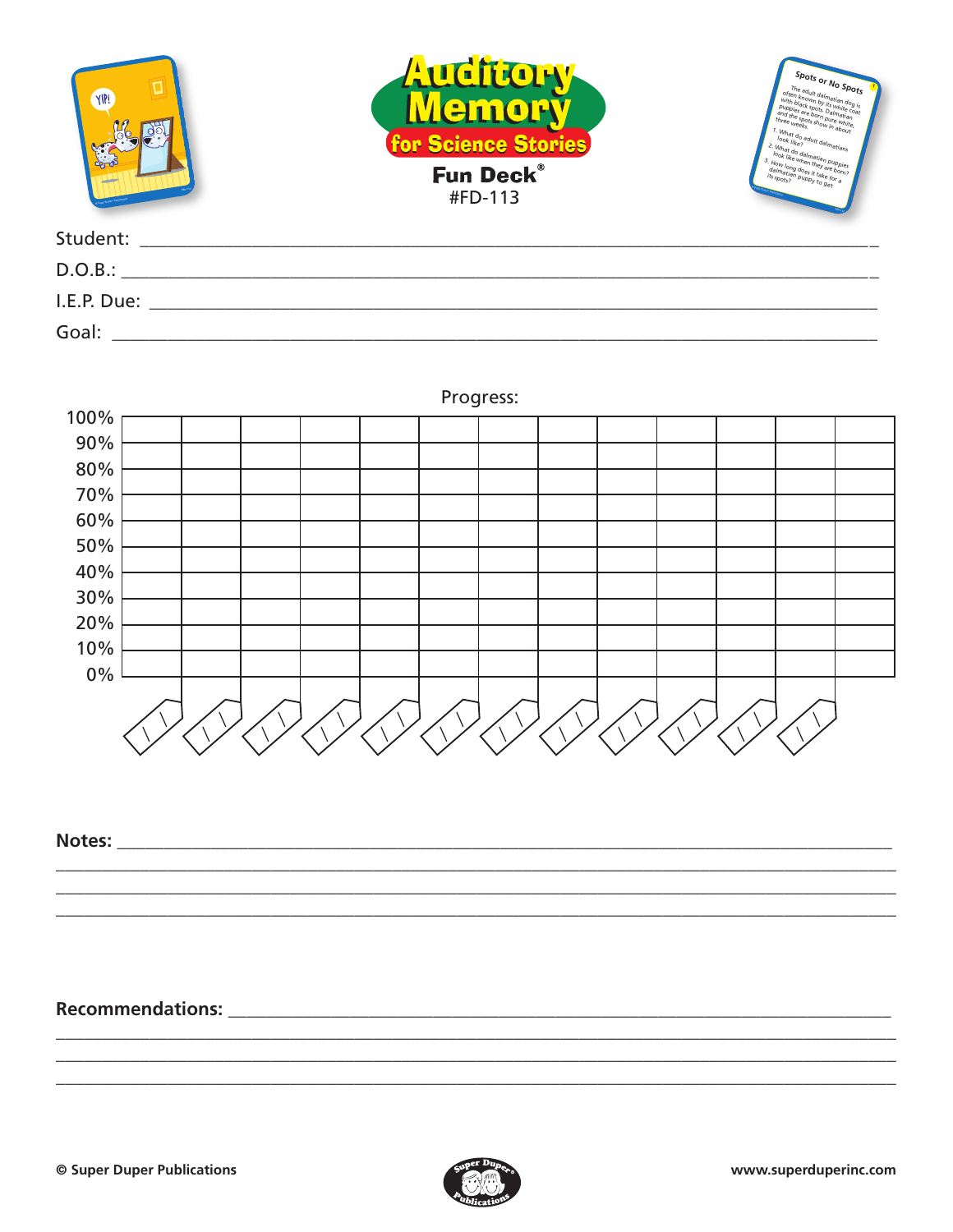# Auditory Memory for Science Stories

**Fun Deck®**
#FD-113

Student: ______________________________________________

D.O.B.: ______________________________________________

I.E.P. Due: ______________________________________________

Goal: ______________________________________________

Progress:

100%
90%
80%
70%
60%
50%
40%
30%
20%
10%
0%

**Notes:** ______________________________________________

______________________________________________

______________________________________________

______________________________________________

**Recommendations:** ______________________________________________

______________________________________________

______________________________________________

______________________________________________

**© Super Duper Publications**

**www.superduperinc.com**